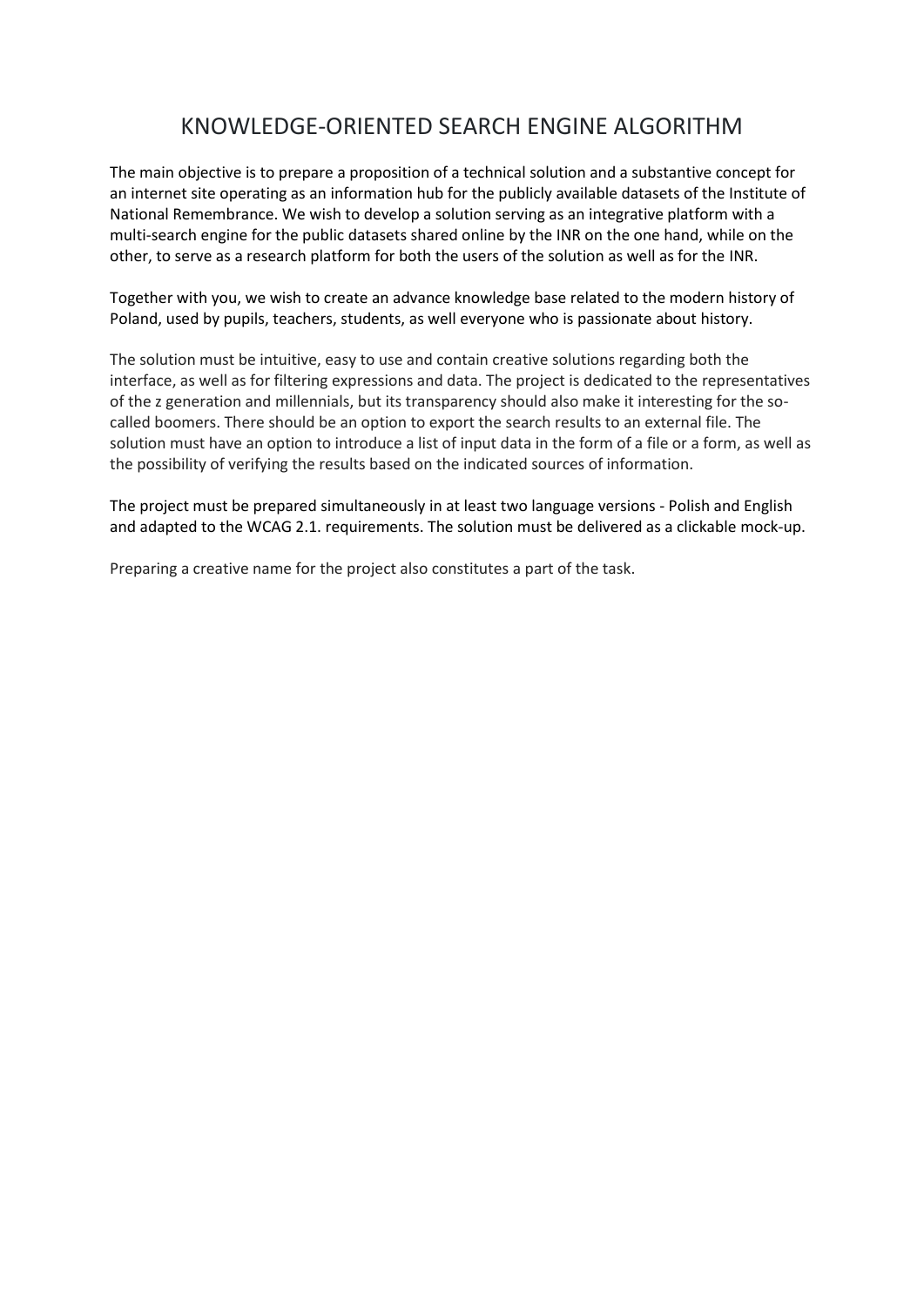# KNOWLEDGE-ORIENTED SEARCH ENGINE ALGORITHM

The main objective is to prepare a proposition of a technical solution and a substantive concept for an internet site operating as an information hub for the publicly available datasets of the Institute of National Remembrance. We wish to develop a solution serving as an integrative platform with a multi-search engine for the public datasets shared online by the INR on the one hand, while on the other, to serve as a research platform for both the users of the solution as well as for the INR.

Together with you, we wish to create an advance knowledge base related to the modern history of Poland, used by pupils, teachers, students, as well everyone who is passionate about history.

The solution must be intuitive, easy to use and contain creative solutions regarding both the interface, as well as for filtering expressions and data. The project is dedicated to the representatives of the z generation and millennials, but its transparency should also make it interesting for the so-called boomers. There should be an option to export the search results to an external file. The solution must have an option to introduce a list of input data in the form of a file or a form, as well as the possibility of verifying the results based on the indicated sources of information.

The project must be prepared simultaneously in at least two language versions - Polish and English and adapted to the WCAG 2.1. requirements. The solution must be delivered as a clickable mock-up.

Preparing a creative name for the project also constitutes a part of the task.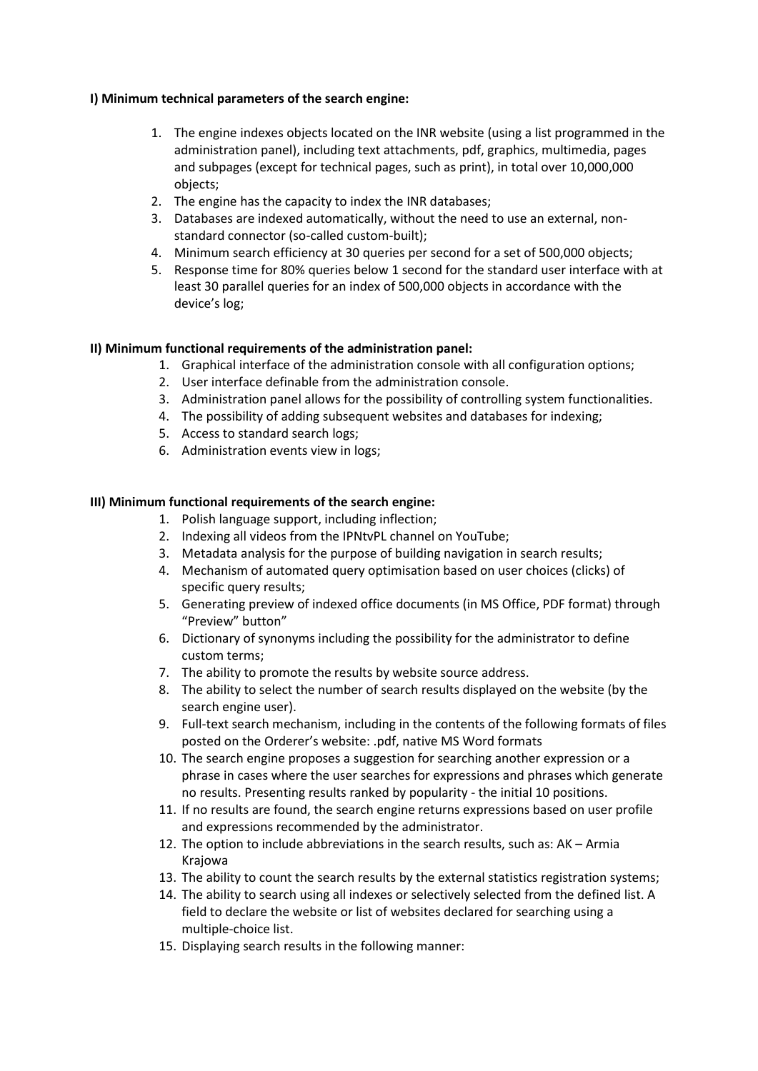**I) Minimum technical parameters of the search engine:**

1. The engine indexes objects located on the INR website (using a list programmed in the administration panel), including text attachments, pdf, graphics, multimedia, pages and subpages (except for technical pages, such as print), in total over 10,000,000 objects;
2. The engine has the capacity to index the INR databases;
3. Databases are indexed automatically, without the need to use an external, non-standard connector (so-called custom-built);
4. Minimum search efficiency at 30 queries per second for a set of 500,000 objects;
5. Response time for 80% queries below 1 second for the standard user interface with at least 30 parallel queries for an index of 500,000 objects in accordance with the device's log;

**II) Minimum functional requirements of the administration panel:**

1. Graphical interface of the administration console with all configuration options;
2. User interface definable from the administration console.
3. Administration panel allows for the possibility of controlling system functionalities.
4. The possibility of adding subsequent websites and databases for indexing;
5. Access to standard search logs;
6. Administration events view in logs;

**III) Minimum functional requirements of the search engine:**

1. Polish language support, including inflection;
2. Indexing all videos from the IPNtvPL channel on YouTube;
3. Metadata analysis for the purpose of building navigation in search results;
4. Mechanism of automated query optimisation based on user choices (clicks) of specific query results;
5. Generating preview of indexed office documents (in MS Office, PDF format) through "Preview" button"
6. Dictionary of synonyms including the possibility for the administrator to define custom terms;
7. The ability to promote the results by website source address.
8. The ability to select the number of search results displayed on the website (by the search engine user).
9. Full-text search mechanism, including in the contents of the following formats of files posted on the Orderer's website: .pdf, native MS Word formats
10. The search engine proposes a suggestion for searching another expression or a phrase in cases where the user searches for expressions and phrases which generate no results. Presenting results ranked by popularity - the initial 10 positions.
11. If no results are found, the search engine returns expressions based on user profile and expressions recommended by the administrator.
12. The option to include abbreviations in the search results, such as: AK – Armia Krajowa
13. The ability to count the search results by the external statistics registration systems;
14. The ability to search using all indexes or selectively selected from the defined list. A field to declare the website or list of websites declared for searching using a multiple-choice list.
15. Displaying search results in the following manner: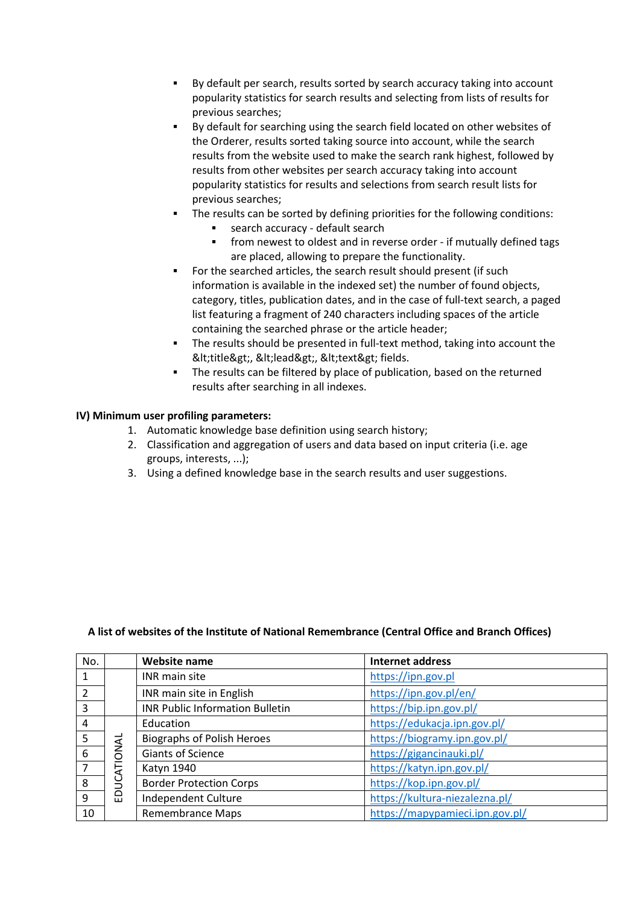- By default per search, results sorted by search accuracy taking into account popularity statistics for search results and selecting from lists of results for previous searches;
- By default for searching using the search field located on other websites of the Orderer, results sorted taking source into account, while the search results from the website used to make the search rank highest, followed by results from other websites per search accuracy taking into account popularity statistics for results and selections from search result lists for previous searches;
- The results can be sorted by defining priorities for the following conditions:
  - search accuracy - default search
  - from newest to oldest and in reverse order - if mutually defined tags are placed, allowing to prepare the functionality.
- For the searched articles, the search result should present (if such information is available in the indexed set) the number of found objects, category, titles, publication dates, and in the case of full-text search, a paged list featuring a fragment of 240 characters including spaces of the article containing the searched phrase or the article header;
- The results should be presented in full-text method, taking into account the &lt;title&gt;, &lt;lead&gt;, &lt;text&gt; fields.
- The results can be filtered by place of publication, based on the returned results after searching in all indexes.

**IV) Minimum user profiling parameters:**

1. Automatic knowledge base definition using search history;
2. Classification and aggregation of users and data based on input criteria (i.e. age groups, interests, ...);
3. Using a defined knowledge base in the search results and user suggestions.

**A list of websites of the Institute of National Remembrance (Central Office and Branch Offices)**

| No. | | Website name | Internet address |
|---|---|---|---|
| 1 | | INR main site | https://ipn.gov.pl |
| 2 | | INR main site in English | https://ipn.gov.pl/en/ |
| 3 | | INR Public Information Bulletin | https://bip.ipn.gov.pl/ |
| 4 | EDUCATIONAL | Education | https://edukacja.ipn.gov.pl/ |
| 5 | | Biographs of Polish Heroes | https://biogramy.ipn.gov.pl/ |
| 6 | | Giants of Science | https://gigancinauki.pl/ |
| 7 | | Katyn 1940 | https://katyn.ipn.gov.pl/ |
| 8 | | Border Protection Corps | https://kop.ipn.gov.pl/ |
| 9 | | Independent Culture | https://kultura-niezalezna.pl/ |
| 10 | | Remembrance Maps | https://mapypamieci.ipn.gov.pl/ |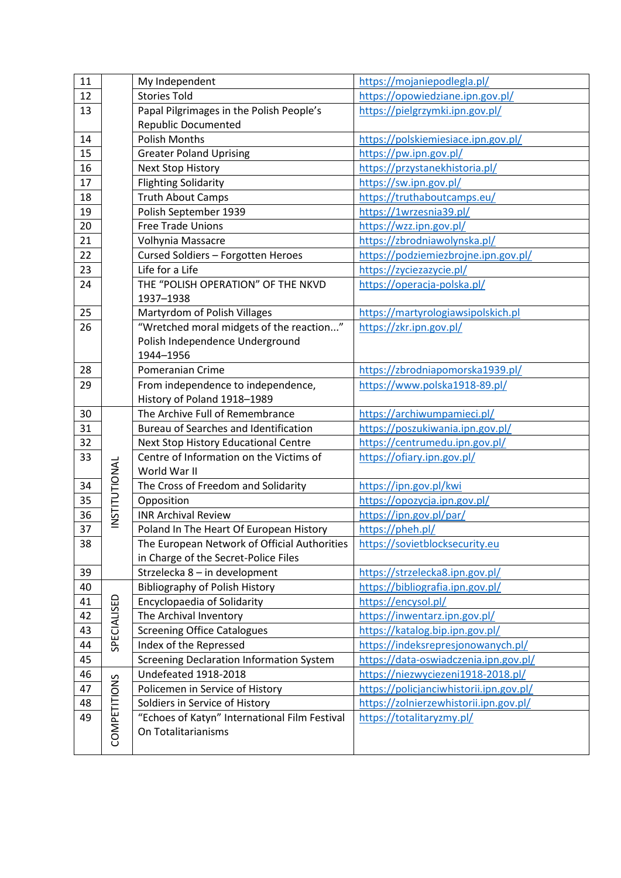| | | | |
|---|---|---|---|
| 11 | | My Independent | https://mojaniepodlegla.pl/ |
| 12 | | Stories Told | https://opowiedziane.ipn.gov.pl/ |
| 13 | | Papal Pilgrimages in the Polish People's Republic Documented | https://pielgrzymki.ipn.gov.pl/ |
| 14 | | Polish Months | https://polskiemiesiace.ipn.gov.pl/ |
| 15 | | Greater Poland Uprising | https://pw.ipn.gov.pl/ |
| 16 | | Next Stop History | https://przystanekhistoria.pl/ |
| 17 | | Flighting Solidarity | https://sw.ipn.gov.pl/ |
| 18 | | Truth About Camps | https://truthaboutcamps.eu/ |
| 19 | | Polish September 1939 | https://1wrzesnia39.pl/ |
| 20 | | Free Trade Unions | https://wzz.ipn.gov.pl/ |
| 21 | | Volhynia Massacre | https://zbrodniawolynska.pl/ |
| 22 | | Cursed Soldiers – Forgotten Heroes | https://podziemiezbrojne.ipn.gov.pl/ |
| 23 | | Life for a Life | https://zyciezazycie.pl/ |
| 24 | | THE "POLISH OPERATION" OF THE NKVD 1937–1938 | https://operacja-polska.pl/ |
| 25 | | Martyrdom of Polish Villages | https://martyrologiawsipolskich.pl |
| 26 | | "Wretched moral midgets of the reaction..." Polish Independence Underground 1944–1956 | https://zkr.ipn.gov.pl/ |
| 28 | | Pomeranian Crime | https://zbrodniapomorska1939.pl/ |
| 29 | | From independence to independence, History of Poland 1918–1989 | https://www.polska1918-89.pl/ |
| 30 | INSTITUTIONAL | The Archive Full of Remembrance | https://archiwumpamieci.pl/ |
| 31 | | Bureau of Searches and Identification | https://poszukiwania.ipn.gov.pl/ |
| 32 | | Next Stop History Educational Centre | https://centrumedu.ipn.gov.pl/ |
| 33 | | Centre of Information on the Victims of World War II | https://ofiary.ipn.gov.pl/ |
| 34 | | The Cross of Freedom and Solidarity | https://ipn.gov.pl/kwi |
| 35 | | Opposition | https://opozycja.ipn.gov.pl/ |
| 36 | | INR Archival Review | https://ipn.gov.pl/par/ |
| 37 | | Poland In The Heart Of European History | https://pheh.pl/ |
| 38 | | The European Network of Official Authorities in Charge of the Secret-Police Files | https://sovietblocksecurity.eu |
| 39 | | Strzelecka 8 – in development | https://strzelecka8.ipn.gov.pl/ |
| 40 | SPECIALISED | Bibliography of Polish History | https://bibliografia.ipn.gov.pl/ |
| 41 | | Encyclopaedia of Solidarity | https://encysol.pl/ |
| 42 | | The Archival Inventory | https://inwentarz.ipn.gov.pl/ |
| 43 | | Screening Office Catalogues | https://katalog.bip.ipn.gov.pl/ |
| 44 | | Index of the Repressed | https://indeksrepresjonowanych.pl/ |
| 45 | | Screening Declaration Information System | https://data-oswiadczenia.ipn.gov.pl/ |
| 46 | COMPETITIONS | Undefeated 1918-2018 | https://niezwyciezeni1918-2018.pl/ |
| 47 | | Policemen in Service of History | https://policjanciwhistorii.ipn.gov.pl/ |
| 48 | | Soldiers in Service of History | https://zolnierzewhistorii.ipn.gov.pl/ |
| 49 | | "Echoes of Katyn" International Film Festival On Totalitarianisms | https://totalitaryzmy.pl/ |